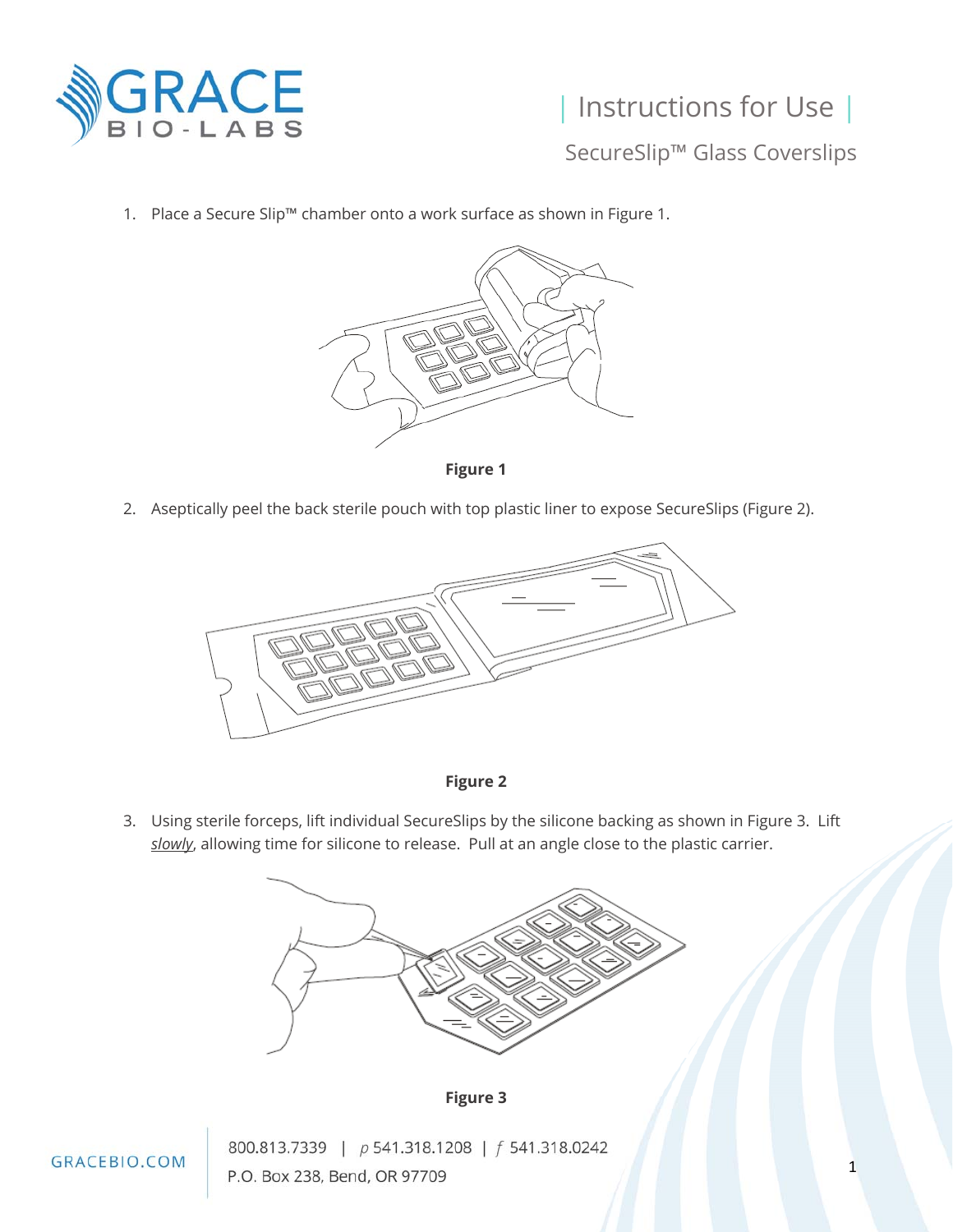# Instructions for Use

## SecureSlip™ Glass Coverslips

1. Place a Secure Slip™ chamber onto a work surface as shown in Figure 1.

**Figure 1**

2. Aseptically peel the back sterile pouch with top plastic liner to expose SecureSlips (Figure 2).

**Figure 2**

3. Using sterile forceps, lift individual SecureSlips by the silicone backing as shown in Figure 3. Lift *slowly*, allowing time for silicone to release. Pull at an angle close to the plastic carrier.

**Figure 3**

GRACEBIO.COM

800.813.7339 | p 541.318.1208 | f 541.318.0242
P.O. Box 238, Bend, OR 97709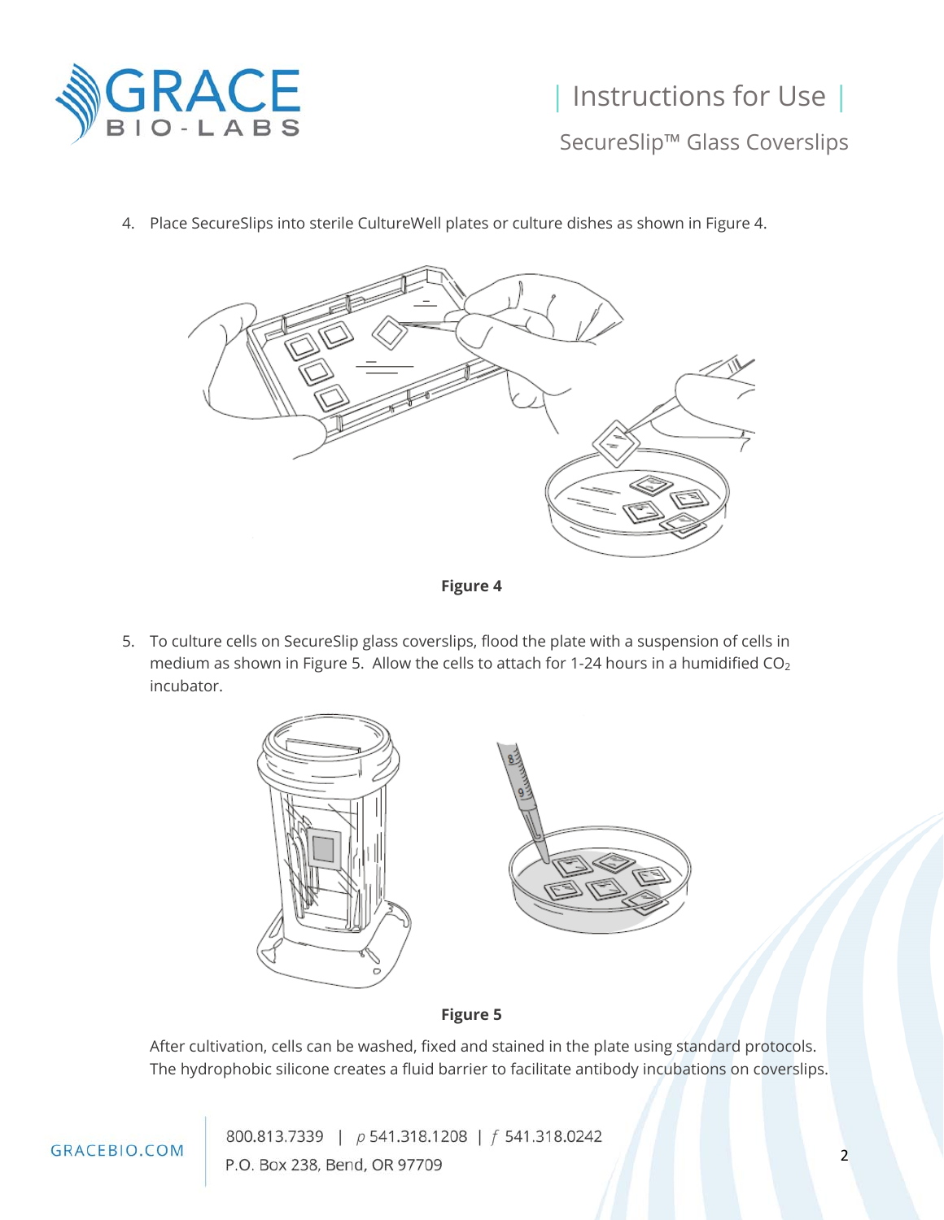4. Place SecureSlips into sterile CultureWell plates or culture dishes as shown in Figure 4.

**Figure 4**

5. To culture cells on SecureSlip glass coverslips, flood the plate with a suspension of cells in medium as shown in Figure 5. Allow the cells to attach for 1-24 hours in a humidified $CO_2$ incubator.

**Figure 5**

After cultivation, cells can be washed, fixed and stained in the plate using standard protocols. The hydrophobic silicone creates a fluid barrier to facilitate antibody incubations on coverslips.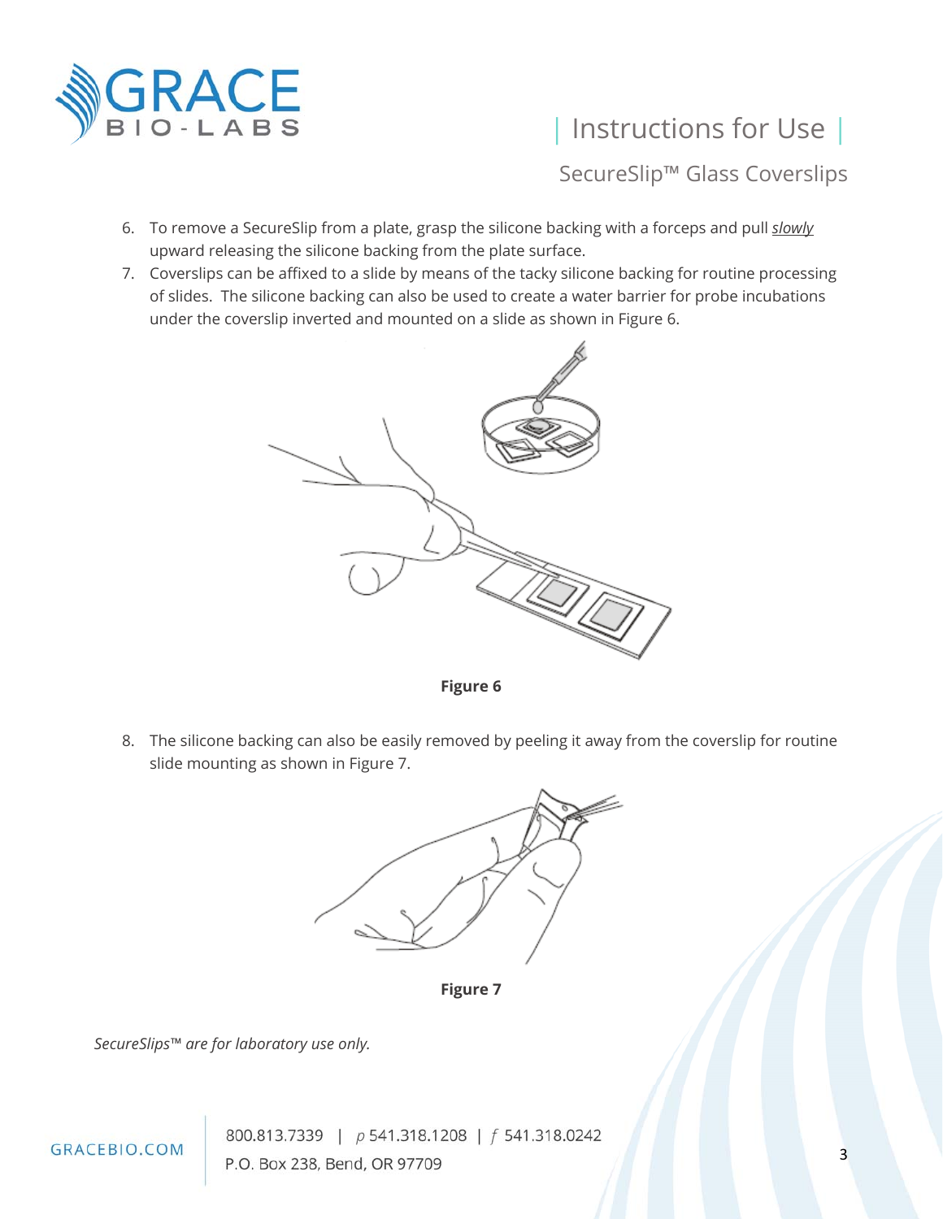6. To remove a SecureSlip from a plate, grasp the silicone backing with a forceps and pull ***slowly*** upward releasing the silicone backing from the plate surface.
7. Coverslips can be affixed to a slide by means of the tacky silicone backing for routine processing of slides. The silicone backing can also be used to create a water barrier for probe incubations under the coverslip inverted and mounted on a slide as shown in Figure 6.

**Figure 6**

8. The silicone backing can also be easily removed by peeling it away from the coverslip for routine slide mounting as shown in Figure 7.

**Figure 7**

*SecureSlips™ are for laboratory use only.*